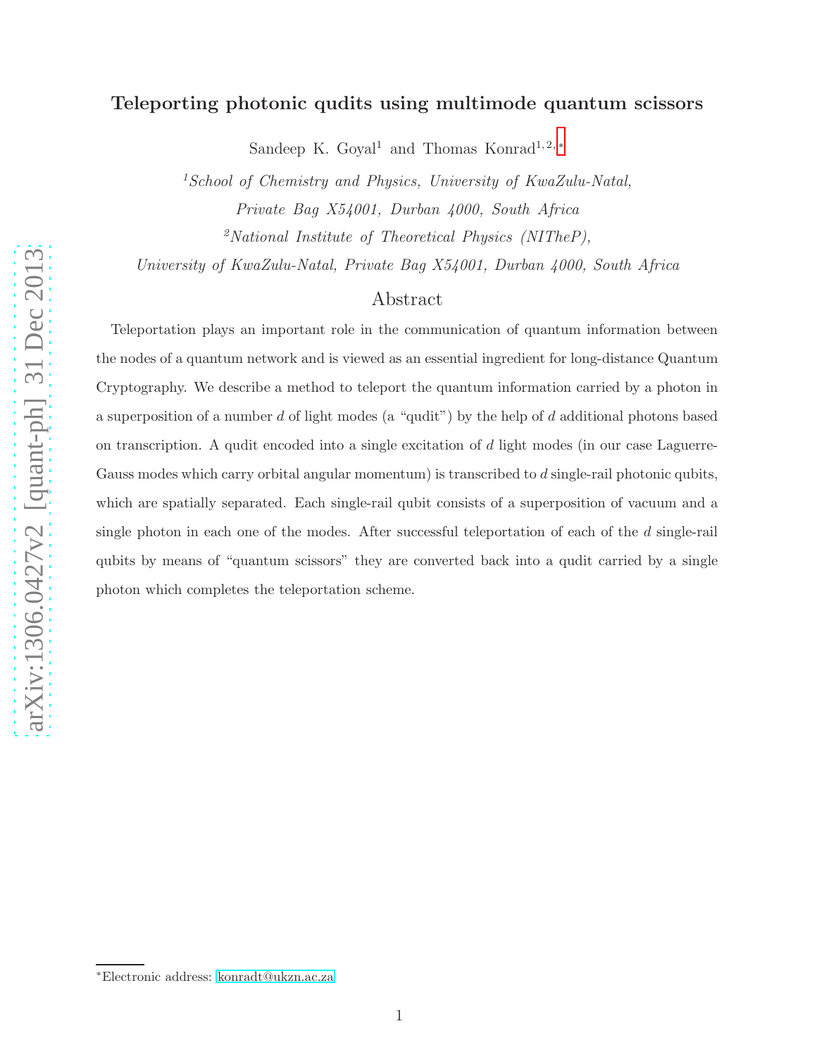# Teleporting photonic qudits using multimode quantum scissors

Sandeep K. Goyal[1] and Thomas Konrad[1,2,*]

[1]*School of Chemistry and Physics, University of KwaZulu-Natal, Private Bag X54001, Durban 4000, South Africa*

[2]*National Institute of Theoretical Physics (NITheP), University of KwaZulu-Natal, Private Bag X54001, Durban 4000, South Africa*

## Abstract

Teleportation plays an important role in the communication of quantum information between the nodes of a quantum network and is viewed as an essential ingredient for long-distance Quantum Cryptography. We describe a method to teleport the quantum information carried by a photon in a superposition of a number $d$ of light modes (a "qudit") by the help of $d$ additional photons based on transcription. A qudit encoded into a single excitation of $d$ light modes (in our case Laguerre-Gauss modes which carry orbital angular momentum) is transcribed to $d$ single-rail photonic qubits, which are spatially separated. Each single-rail qubit consists of a superposition of vacuum and a single photon in each one of the modes. After successful teleportation of each of the $d$ single-rail qubits by means of "quantum scissors" they are converted back into a qudit carried by a single photon which completes the teleportation scheme.

---

*Electronic address: konradt@ukzn.ac.za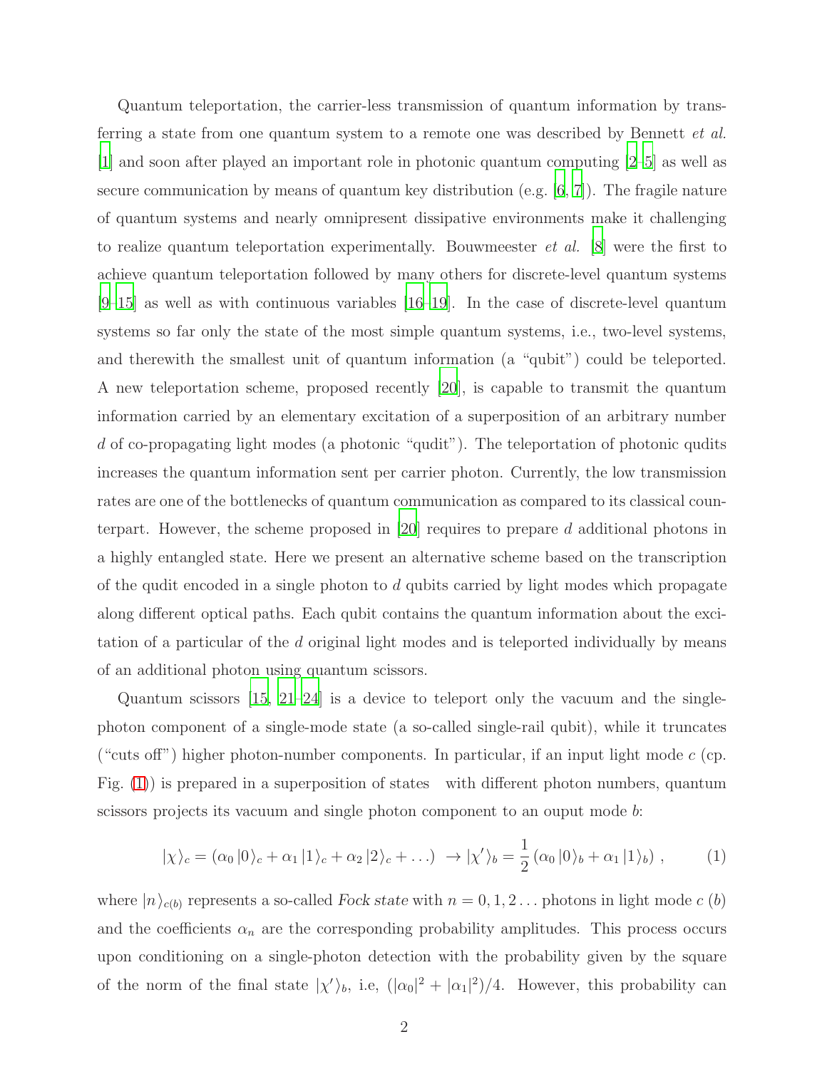Quantum teleportation, the carrier-less transmission of quantum information by transferring a state from one quantum system to a remote one was described by Bennett *et al.* [1] and soon after played an important role in photonic quantum computing [2–5] as well as secure communication by means of quantum key distribution (e.g. [6, 7]). The fragile nature of quantum systems and nearly omnipresent dissipative environments make it challenging to realize quantum teleportation experimentally. Bouwmeester *et al.* [8] were the first to achieve quantum teleportation followed by many others for discrete-level quantum systems [9–15] as well as with continuous variables [16–19]. In the case of discrete-level quantum systems so far only the state of the most simple quantum systems, i.e., two-level systems, and therewith the smallest unit of quantum information (a "qubit") could be teleported. A new teleportation scheme, proposed recently [20], is capable to transmit the quantum information carried by an elementary excitation of a superposition of an arbitrary number $d$ of co-propagating light modes (a photonic "qudit"). The teleportation of photonic qudits increases the quantum information sent per carrier photon. Currently, the low transmission rates are one of the bottlenecks of quantum communication as compared to its classical counterpart. However, the scheme proposed in [20] requires to prepare $d$ additional photons in a highly entangled state. Here we present an alternative scheme based on the transcription of the qudit encoded in a single photon to $d$ qubits carried by light modes which propagate along different optical paths. Each qubit contains the quantum information about the excitation of a particular of the $d$ original light modes and is teleported individually by means of an additional photon using quantum scissors.

Quantum scissors [15, 21–24] is a device to teleport only the vacuum and the single-photon component of a single-mode state (a so-called single-rail qubit), while it truncates ("cuts off") higher photon-number components. In particular, if an input light mode $c$ (cp. Fig. (1)) is prepared in a superposition of states with different photon numbers, quantum scissors projects its vacuum and single photon component to an ouput mode $b$:

$$|\chi\rangle_c = (\alpha_0 |0\rangle_c + \alpha_1 |1\rangle_c + \alpha_2 |2\rangle_c + \ldots) \rightarrow |\chi'\rangle_b = \frac{1}{2} (\alpha_0 |0\rangle_b + \alpha_1 |1\rangle_b) \,, \tag{1}$$

where $|n\rangle_{c(b)}$ represents a so-called *Fock state* with $n = 0, 1, 2 \ldots$ photons in light mode $c$ ($b$) and the coefficients $\alpha_n$ are the corresponding probability amplitudes. This process occurs upon conditioning on a single-photon detection with the probability given by the square of the norm of the final state $|\chi'\rangle_b$, i.e, $(|\alpha_0|^2 + |\alpha_1|^2)/4$. However, this probability can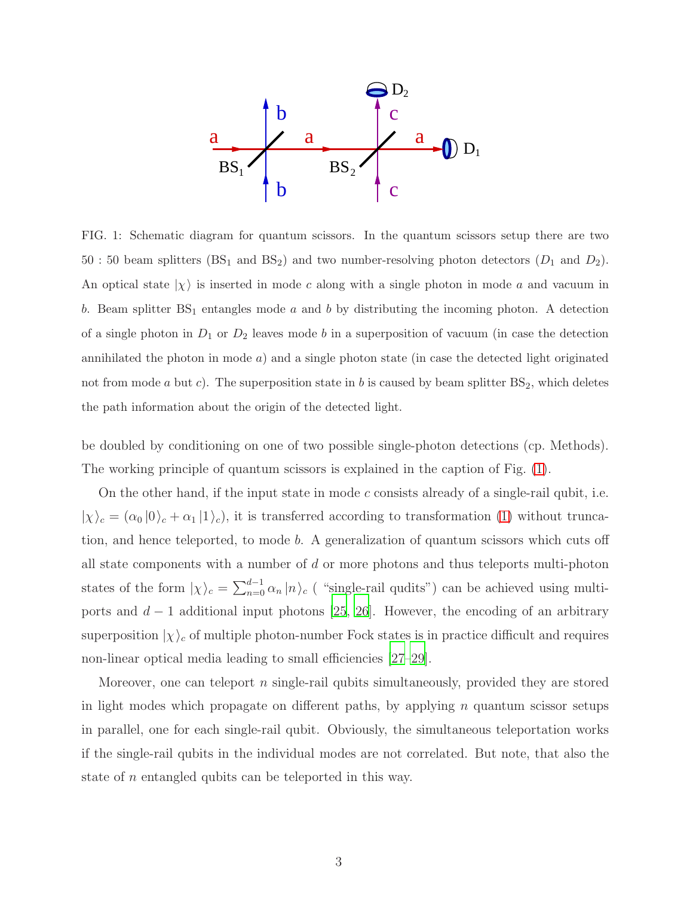FIG. 1: Schematic diagram for quantum scissors. In the quantum scissors setup there are two 50 : 50 beam splitters ($\text{BS}_1$ and $\text{BS}_2$) and two number-resolving photon detectors ($D_1$ and $D_2$). An optical state $|\chi\rangle$ is inserted in mode $c$ along with a single photon in mode $a$ and vacuum in $b$. Beam splitter $\text{BS}_1$ entangles mode $a$ and $b$ by distributing the incoming photon. A detection of a single photon in $D_1$ or $D_2$ leaves mode $b$ in a superposition of vacuum (in case the detection annihilated the photon in mode $a$) and a single photon state (in case the detected light originated not from mode $a$ but $c$). The superposition state in $b$ is caused by beam splitter $\text{BS}_2$, which deletes the path information about the origin of the detected light.

be doubled by conditioning on one of two possible single-photon detections (cp. Methods). The working principle of quantum scissors is explained in the caption of Fig. (1).

On the other hand, if the input state in mode $c$ consists already of a single-rail qubit, i.e. $|\chi\rangle_c = (\alpha_0 |0\rangle_c + \alpha_1 |1\rangle_c)$, it is transferred according to transformation (1) without truncation, and hence teleported, to mode $b$. A generalization of quantum scissors which cuts off all state components with a number of $d$ or more photons and thus teleports multi-photon states of the form $|\chi\rangle_c = \sum_{n=0}^{d-1} \alpha_n |n\rangle_c$ ( "single-rail qudits") can be achieved using multiports and $d-1$ additional input photons [25, 26]. However, the encoding of an arbitrary superposition $|\chi\rangle_c$ of multiple photon-number Fock states is in practice difficult and requires non-linear optical media leading to small efficiencies [27–29].

Moreover, one can teleport $n$ single-rail qubits simultaneously, provided they are stored in light modes which propagate on different paths, by applying $n$ quantum scissor setups in parallel, one for each single-rail qubit. Obviously, the simultaneous teleportation works if the single-rail qubits in the individual modes are not correlated. But note, that also the state of $n$ entangled qubits can be teleported in this way.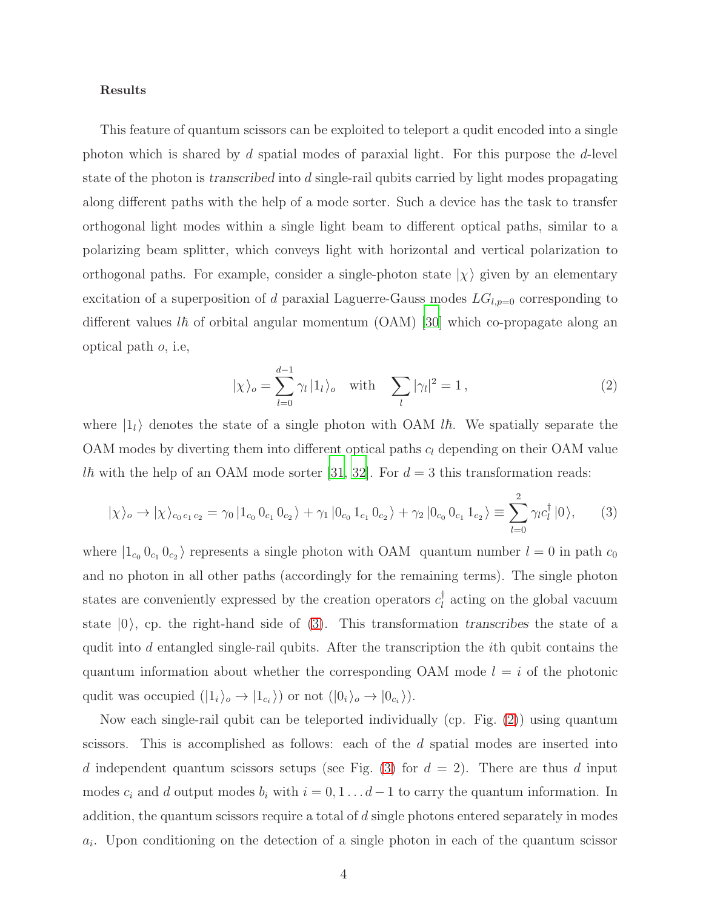**Results**

This feature of quantum scissors can be exploited to teleport a qudit encoded into a single photon which is shared by $d$ spatial modes of paraxial light. For this purpose the $d$-level state of the photon is *transcribed* into $d$ single-rail qubits carried by light modes propagating along different paths with the help of a mode sorter. Such a device has the task to transfer orthogonal light modes within a single light beam to different optical paths, similar to a polarizing beam splitter, which conveys light with horizontal and vertical polarization to orthogonal paths. For example, consider a single-photon state $|\chi\rangle$ given by an elementary excitation of a superposition of $d$ paraxial Laguerre-Gauss modes $LG_{l,p=0}$ corresponding to different values $l\hbar$ of orbital angular momentum (OAM) [30] which co-propagate along an optical path $o$, i.e,

$$|\chi\rangle_o = \sum_{l=0}^{d-1} \gamma_l \, |1_l\rangle_o \quad \text{with} \quad \sum_l |\gamma_l|^2 = 1 \,, \tag{2}$$

where $|1_l\rangle$ denotes the state of a single photon with OAM $l\hbar$. We spatially separate the OAM modes by diverting them into different optical paths $c_l$ depending on their OAM value $l\hbar$ with the help of an OAM mode sorter [31, 32]. For $d = 3$ this transformation reads:

$$|\chi\rangle_o \to |\chi\rangle_{c_0\,c_1\,c_2} = \gamma_0\,|1_{c_0}\,0_{c_1}\,0_{c_2}\rangle + \gamma_1\,|0_{c_0}\,1_{c_1}\,0_{c_2}\rangle + \gamma_2\,|0_{c_0}\,0_{c_1}\,1_{c_2}\rangle \equiv \sum_{l=0}^{2} \gamma_l c_l^\dagger\,|0\rangle, \tag{3}$$

where $|1_{c_0}\,0_{c_1}\,0_{c_2}\rangle$ represents a single photon with OAM quantum number $l = 0$ in path $c_0$ and no photon in all other paths (accordingly for the remaining terms). The single photon states are conveniently expressed by the creation operators $c_l^\dagger$ acting on the global vacuum state $|0\rangle$, cp. the right-hand side of (3). This transformation *transcribes* the state of a qudit into $d$ entangled single-rail qubits. After the transcription the $i$th qubit contains the quantum information about whether the corresponding OAM mode $l = i$ of the photonic qudit was occupied ($|1_i\rangle_o \to |1_{c_i}\rangle$) or not ($|0_i\rangle_o \to |0_{c_i}\rangle$).

Now each single-rail qubit can be teleported individually (cp. Fig. (2)) using quantum scissors. This is accomplished as follows: each of the $d$ spatial modes are inserted into $d$ independent quantum scissors setups (see Fig. (3) for $d = 2$). There are thus $d$ input modes $c_i$ and $d$ output modes $b_i$ with $i = 0, 1 \ldots d-1$ to carry the quantum information. In addition, the quantum scissors require a total of $d$ single photons entered separately in modes $a_i$. Upon conditioning on the detection of a single photon in each of the quantum scissor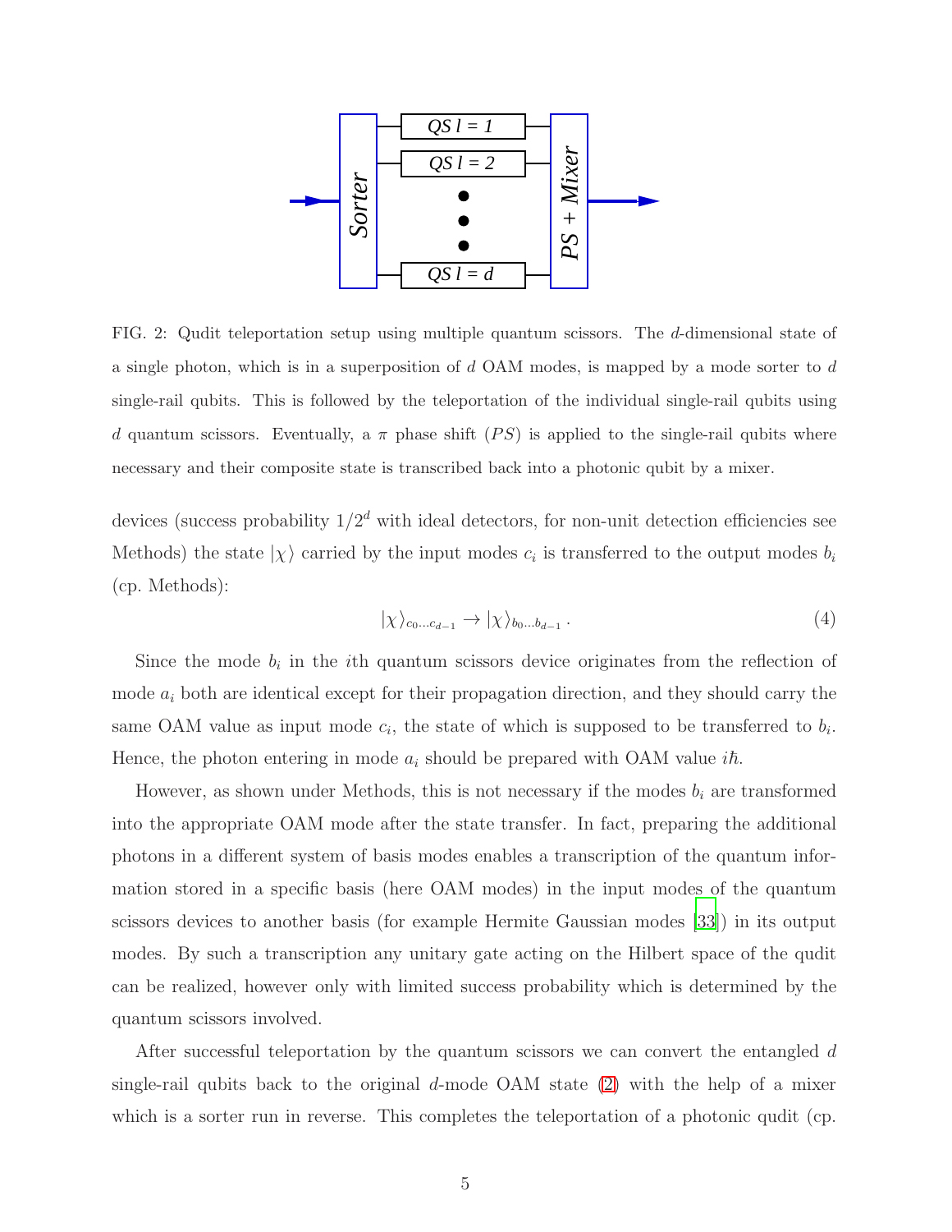FIG. 2: Qudit teleportation setup using multiple quantum scissors. The $d$-dimensional state of a single photon, which is in a superposition of $d$ OAM modes, is mapped by a mode sorter to $d$ single-rail qubits. This is followed by the teleportation of the individual single-rail qubits using $d$ quantum scissors. Eventually, a $\pi$ phase shift ($PS$) is applied to the single-rail qubits where necessary and their composite state is transcribed back into a photonic qubit by a mixer.

devices (success probability $1/2^d$ with ideal detectors, for non-unit detection efficiencies see Methods) the state $|\chi\rangle$ carried by the input modes $c_i$ is transferred to the output modes $b_i$ (cp. Methods):

$$|\chi\rangle_{c_0 \ldots c_{d-1}} \to |\chi\rangle_{b_0 \ldots b_{d-1}} . \tag{4}$$

Since the mode $b_i$ in the $i$th quantum scissors device originates from the reflection of mode $a_i$ both are identical except for their propagation direction, and they should carry the same OAM value as input mode $c_i$, the state of which is supposed to be transferred to $b_i$. Hence, the photon entering in mode $a_i$ should be prepared with OAM value $i\hbar$.

However, as shown under Methods, this is not necessary if the modes $b_i$ are transformed into the appropriate OAM mode after the state transfer. In fact, preparing the additional photons in a different system of basis modes enables a transcription of the quantum information stored in a specific basis (here OAM modes) in the input modes of the quantum scissors devices to another basis (for example Hermite Gaussian modes [33]) in its output modes. By such a transcription any unitary gate acting on the Hilbert space of the qudit can be realized, however only with limited success probability which is determined by the quantum scissors involved.

After successful teleportation by the quantum scissors we can convert the entangled $d$ single-rail qubits back to the original $d$-mode OAM state (2) with the help of a mixer which is a sorter run in reverse. This completes the teleportation of a photonic qudit (cp.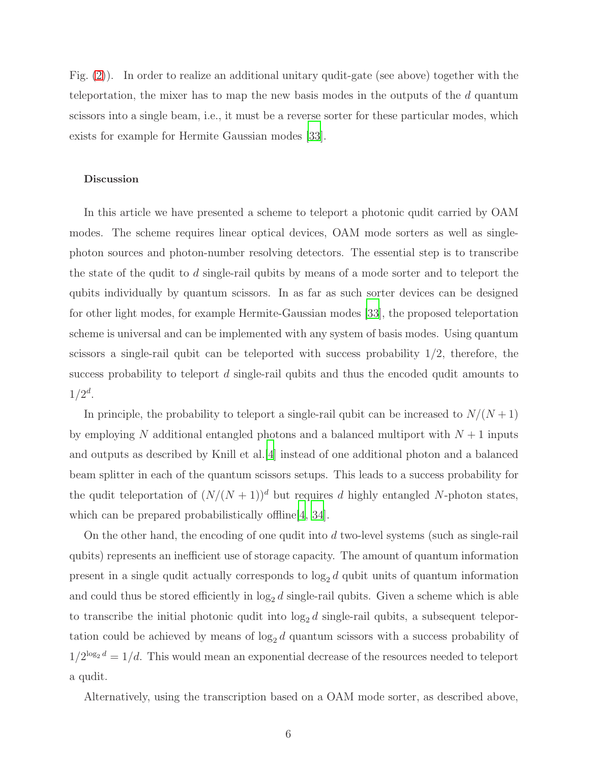Fig. (2)). In order to realize an additional unitary qudit-gate (see above) together with the teleportation, the mixer has to map the new basis modes in the outputs of the $d$ quantum scissors into a single beam, i.e., it must be a reverse sorter for these particular modes, which exists for example for Hermite Gaussian modes [33].

#### Discussion

In this article we have presented a scheme to teleport a photonic qudit carried by OAM modes. The scheme requires linear optical devices, OAM mode sorters as well as single-photon sources and photon-number resolving detectors. The essential step is to transcribe the state of the qudit to $d$ single-rail qubits by means of a mode sorter and to teleport the qubits individually by quantum scissors. In as far as such sorter devices can be designed for other light modes, for example Hermite-Gaussian modes [33], the proposed teleportation scheme is universal and can be implemented with any system of basis modes. Using quantum scissors a single-rail qubit can be teleported with success probability $1/2$, therefore, the success probability to teleport $d$ single-rail qubits and thus the encoded qudit amounts to $1/2^d$.

In principle, the probability to teleport a single-rail qubit can be increased to $N/(N+1)$ by employing $N$ additional entangled photons and a balanced multiport with $N+1$ inputs and outputs as described by Knill et al.[4] instead of one additional photon and a balanced beam splitter in each of the quantum scissors setups. This leads to a success probability for the qudit teleportation of $(N/(N+1))^d$ but requires $d$ highly entangled $N$-photon states, which can be prepared probabilistically offline[4, 34].

On the other hand, the encoding of one qudit into $d$ two-level systems (such as single-rail qubits) represents an inefficient use of storage capacity. The amount of quantum information present in a single qudit actually corresponds to $\log_2 d$ qubit units of quantum information and could thus be stored efficiently in $\log_2 d$ single-rail qubits. Given a scheme which is able to transcribe the initial photonic qudit into $\log_2 d$ single-rail qubits, a subsequent teleportation could be achieved by means of $\log_2 d$ quantum scissors with a success probability of $1/2^{\log_2 d} = 1/d$. This would mean an exponential decrease of the resources needed to teleport a qudit.

Alternatively, using the transcription based on a OAM mode sorter, as described above,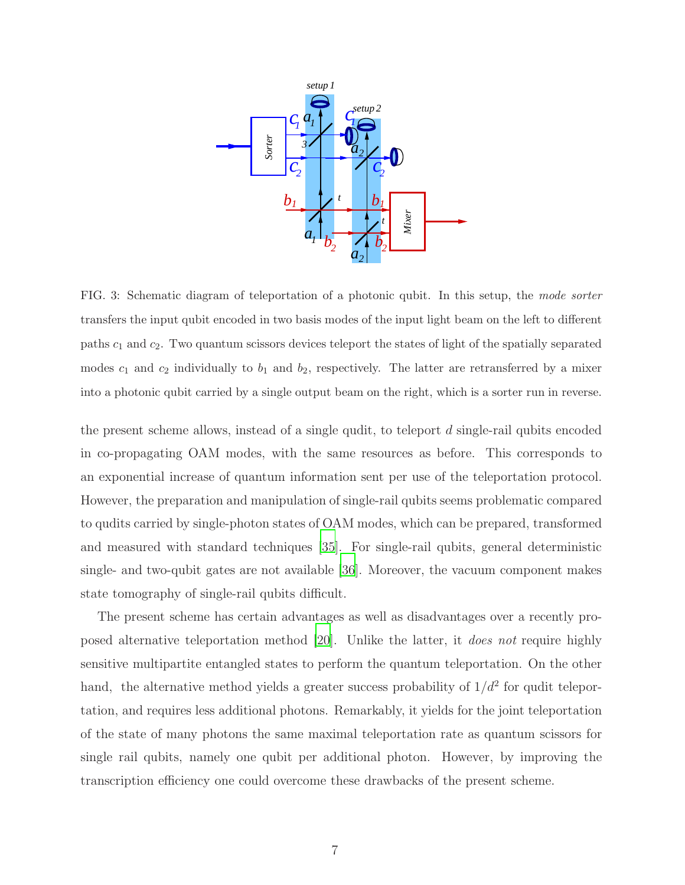FIG. 3: Schematic diagram of teleportation of a photonic qubit. In this setup, the *mode sorter* transfers the input qubit encoded in two basis modes of the input light beam on the left to different paths $c_1$ and $c_2$. Two quantum scissors devices teleport the states of light of the spatially separated modes $c_1$ and $c_2$ individually to $b_1$ and $b_2$, respectively. The latter are retransferred by a mixer into a photonic qubit carried by a single output beam on the right, which is a sorter run in reverse.

the present scheme allows, instead of a single qudit, to teleport $d$ single-rail qubits encoded in co-propagating OAM modes, with the same resources as before. This corresponds to an exponential increase of quantum information sent per use of the teleportation protocol. However, the preparation and manipulation of single-rail qubits seems problematic compared to qudits carried by single-photon states of OAM modes, which can be prepared, transformed and measured with standard techniques [35]. For single-rail qubits, general deterministic single- and two-qubit gates are not available [36]. Moreover, the vacuum component makes state tomography of single-rail qubits difficult.

The present scheme has certain advantages as well as disadvantages over a recently proposed alternative teleportation method [20]. Unlike the latter, it *does not* require highly sensitive multipartite entangled states to perform the quantum teleportation. On the other hand, the alternative method yields a greater success probability of $1/d^2$ for qudit teleportation, and requires less additional photons. Remarkably, it yields for the joint teleportation of the state of many photons the same maximal teleportation rate as quantum scissors for single rail qubits, namely one qubit per additional photon. However, by improving the transcription efficiency one could overcome these drawbacks of the present scheme.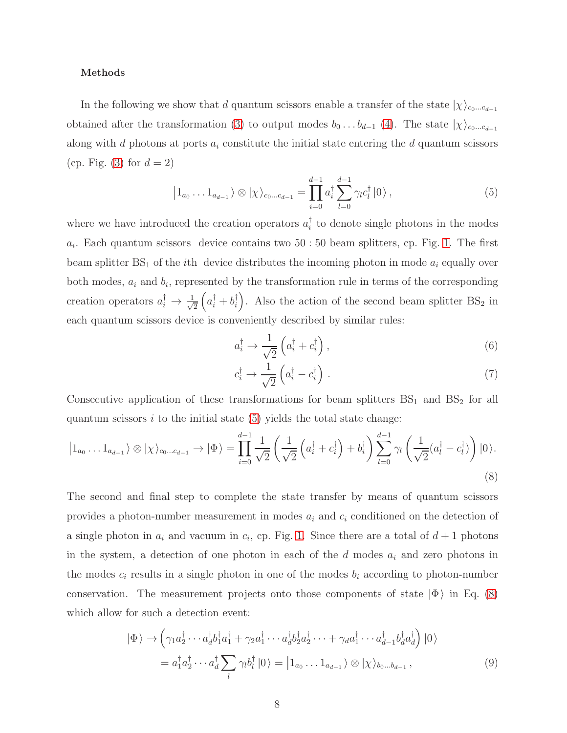**Methods**

In the following we show that $d$ quantum scissors enable a transfer of the state $|\chi\rangle_{c_0 \ldots c_{d-1}}$ obtained after the transformation (3) to output modes $b_0 \ldots b_{d-1}$ (4). The state $|\chi\rangle_{c_0 \ldots c_{d-1}}$ along with $d$ photons at ports $a_i$ constitute the initial state entering the $d$ quantum scissors (cp. Fig. (3) for $d = 2$)

$$\left|1_{a_0} \ldots 1_{a_{d-1}}\right\rangle \otimes |\chi\rangle_{c_0 \ldots c_{d-1}} = \prod_{i=0}^{d-1} a_i^\dagger \sum_{l=0}^{d-1} \gamma_l c_l^\dagger |0\rangle \, , \tag{5}$$

where we have introduced the creation operators $a_i^\dagger$ to denote single photons in the modes $a_i$. Each quantum scissors device contains two $50 : 50$ beam splitters, cp. Fig. 1. The first beam splitter $\mathrm{BS}_1$ of the $i$th device distributes the incoming photon in mode $a_i$ equally over both modes, $a_i$ and $b_i$, represented by the transformation rule in terms of the corresponding creation operators $a_i^\dagger \to \frac{1}{\sqrt{2}}\left(a_i^\dagger + b_i^\dagger\right)$. Also the action of the second beam splitter $\mathrm{BS}_2$ in each quantum scissors device is conveniently described by similar rules:

$$a_i^\dagger \to \frac{1}{\sqrt{2}}\left(a_i^\dagger + c_i^\dagger\right), \tag{6}$$

$$c_i^\dagger \to \frac{1}{\sqrt{2}}\left(a_i^\dagger - c_i^\dagger\right). \tag{7}$$

Consecutive application of these transformations for beam splitters $\mathrm{BS}_1$ and $\mathrm{BS}_2$ for all quantum scissors $i$ to the initial state (5) yields the total state change:

$$\left|1_{a_0} \ldots 1_{a_{d-1}}\right\rangle \otimes |\chi\rangle_{c_0 \ldots c_{d-1}} \to |\Phi\rangle = \prod_{i=0}^{d-1} \frac{1}{\sqrt{2}} \left( \frac{1}{\sqrt{2}} \left(a_i^\dagger + c_i^\dagger\right) + b_i^\dagger \right) \sum_{l=0}^{d-1} \gamma_l \left( \frac{1}{\sqrt{2}} (a_l^\dagger - c_l^\dagger) \right) |0\rangle. \tag{8}$$

The second and final step to complete the state transfer by means of quantum scissors provides a photon-number measurement in modes $a_i$ and $c_i$ conditioned on the detection of a single photon in $a_i$ and vacuum in $c_i$, cp. Fig. 1. Since there are a total of $d + 1$ photons in the system, a detection of one photon in each of the $d$ modes $a_i$ and zero photons in the modes $c_i$ results in a single photon in one of the modes $b_i$ according to photon-number conservation. The measurement projects onto those components of state $|\Phi\rangle$ in Eq. (8) which allow for such a detection event:

$$\begin{aligned}
|\Phi\rangle &\to \left( \gamma_1 a_2^\dagger \cdots a_d^\dagger b_1^\dagger a_1^\dagger + \gamma_2 a_1^\dagger \cdots a_d^\dagger b_2^\dagger a_2^\dagger \cdots + \gamma_d a_1^\dagger \cdots a_{d-1}^\dagger b_d^\dagger a_d^\dagger \right) |0\rangle \\
&= a_1^\dagger a_2^\dagger \cdots a_d^\dagger \sum_l \gamma_l b_l^\dagger |0\rangle = \left|1_{a_0} \ldots 1_{a_{d-1}}\right\rangle \otimes |\chi\rangle_{b_0 \ldots b_{d-1}} \, ,
\end{aligned} \tag{9}$$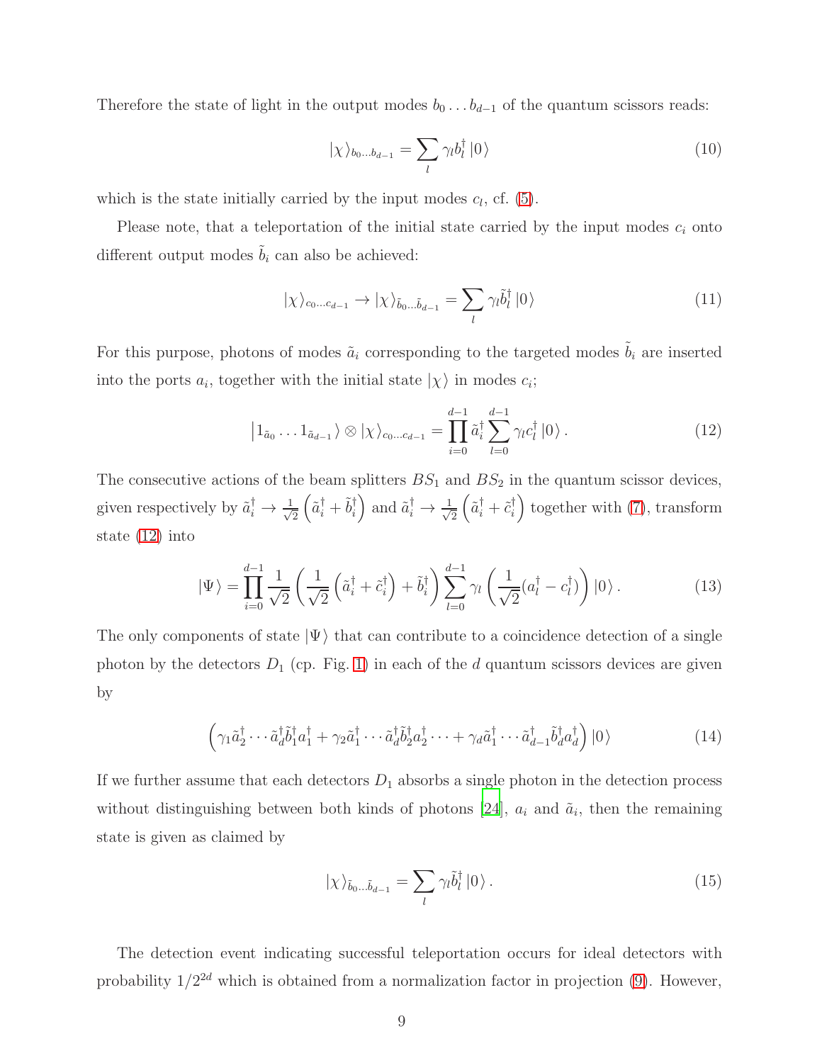Therefore the state of light in the output modes $b_0 \ldots b_{d-1}$ of the quantum scissors reads:

$$
|\chi\rangle_{b_0 \ldots b_{d-1}} = \sum_l \gamma_l b_l^\dagger |0\rangle \tag{10}
$$

which is the state initially carried by the input modes $c_l$, cf. (5).

Please note, that a teleportation of the initial state carried by the input modes $c_i$ onto different output modes $\tilde{b}_i$ can also be achieved:

$$
|\chi\rangle_{c_0 \ldots c_{d-1}} \rightarrow |\chi\rangle_{\tilde{b}_0 \ldots \tilde{b}_{d-1}} = \sum_l \gamma_l \tilde{b}_l^\dagger |0\rangle \tag{11}
$$

For this purpose, photons of modes $\tilde{a}_i$ corresponding to the targeted modes $\tilde{b}_i$ are inserted into the ports $a_i$, together with the initial state $|\chi\rangle$ in modes $c_i$;

$$
\left|1_{\tilde{a}_0} \ldots 1_{\tilde{a}_{d-1}}\right\rangle \otimes |\chi\rangle_{c_0 \ldots c_{d-1}} = \prod_{i=0}^{d-1} \tilde{a}_i^\dagger \sum_{l=0}^{d-1} \gamma_l c_l^\dagger |0\rangle . \tag{12}
$$

The consecutive actions of the beam splitters $BS_1$ and $BS_2$ in the quantum scissor devices, given respectively by $\tilde{a}_i^\dagger \rightarrow \frac{1}{\sqrt{2}}\left(\tilde{a}_i^\dagger + \tilde{b}_i^\dagger\right)$ and $\tilde{a}_i^\dagger \rightarrow \frac{1}{\sqrt{2}}\left(\tilde{a}_i^\dagger + \tilde{c}_i^\dagger\right)$ together with (7), transform state (12) into

$$
|\Psi\rangle = \prod_{i=0}^{d-1} \frac{1}{\sqrt{2}} \left( \frac{1}{\sqrt{2}} \left( \tilde{a}_i^\dagger + \tilde{c}_i^\dagger \right) + \tilde{b}_i^\dagger \right) \sum_{l=0}^{d-1} \gamma_l \left( \frac{1}{\sqrt{2}} (a_l^\dagger - c_l^\dagger) \right) |0\rangle . \tag{13}
$$

The only components of state $|\Psi\rangle$ that can contribute to a coincidence detection of a single photon by the detectors $D_1$ (cp. Fig. 1) in each of the $d$ quantum scissors devices are given by

$$
\left( \gamma_1 \tilde{a}_2^\dagger \cdots \tilde{a}_d^\dagger \tilde{b}_1^\dagger a_1^\dagger + \gamma_2 \tilde{a}_1^\dagger \cdots \tilde{a}_d^\dagger \tilde{b}_2^\dagger a_2^\dagger \cdots + \gamma_d \tilde{a}_1^\dagger \cdots \tilde{a}_{d-1}^\dagger \tilde{b}_d^\dagger a_d^\dagger \right) |0\rangle \tag{14}
$$

If we further assume that each detectors $D_1$ absorbs a single photon in the detection process without distinguishing between both kinds of photons [24], $a_i$ and $\tilde{a}_i$, then the remaining state is given as claimed by

$$
|\chi\rangle_{\tilde{b}_0 \ldots \tilde{b}_{d-1}} = \sum_l \gamma_l \tilde{b}_l^\dagger |0\rangle . \tag{15}
$$

The detection event indicating successful teleportation occurs for ideal detectors with probability $1/2^{2d}$ which is obtained from a normalization factor in projection (9). However,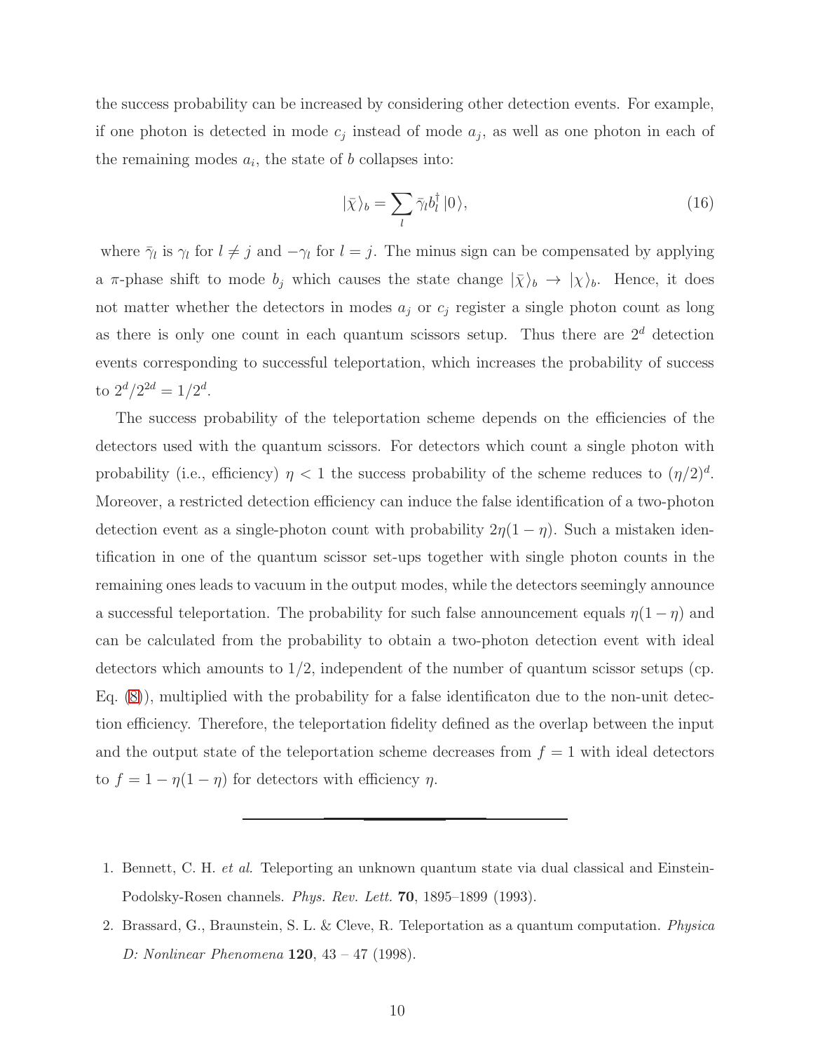the success probability can be increased by considering other detection events. For example, if one photon is detected in mode $c_j$ instead of mode $a_j$, as well as one photon in each of the remaining modes $a_i$, the state of $b$ collapses into:

$$|\bar{\chi}\rangle_b = \sum_l \bar{\gamma}_l b_l^\dagger |0\rangle, \tag{16}$$

where $\bar{\gamma}_l$ is $\gamma_l$ for $l \neq j$ and $-\gamma_l$ for $l = j$. The minus sign can be compensated by applying a $\pi$-phase shift to mode $b_j$ which causes the state change $|\bar{\chi}\rangle_b \rightarrow |\chi\rangle_b$. Hence, it does not matter whether the detectors in modes $a_j$ or $c_j$ register a single photon count as long as there is only one count in each quantum scissors setup. Thus there are $2^d$ detection events corresponding to successful teleportation, which increases the probability of success to $2^d/2^{2d} = 1/2^d$.

The success probability of the teleportation scheme depends on the efficiencies of the detectors used with the quantum scissors. For detectors which count a single photon with probability (i.e., efficiency) $\eta < 1$ the success probability of the scheme reduces to $(\eta/2)^d$. Moreover, a restricted detection efficiency can induce the false identification of a two-photon detection event as a single-photon count with probability $2\eta(1-\eta)$. Such a mistaken identification in one of the quantum scissor set-ups together with single photon counts in the remaining ones leads to vacuum in the output modes, while the detectors seemingly announce a successful teleportation. The probability for such false announcement equals $\eta(1-\eta)$ and can be calculated from the probability to obtain a two-photon detection event with ideal detectors which amounts to 1/2, independent of the number of quantum scissor setups (cp. Eq. (8)), multiplied with the probability for a false identificaton due to the non-unit detection efficiency. Therefore, the teleportation fidelity defined as the overlap between the input and the output state of the teleportation scheme decreases from $f = 1$ with ideal detectors to $f = 1 - \eta(1-\eta)$ for detectors with efficiency $\eta$.

---

1. Bennett, C. H. *et al.* Teleporting an unknown quantum state via dual classical and Einstein-Podolsky-Rosen channels. *Phys. Rev. Lett.* **70**, 1895–1899 (1993).
2. Brassard, G., Braunstein, S. L. & Cleve, R. Teleportation as a quantum computation. *Physica D: Nonlinear Phenomena* **120**, 43 – 47 (1998).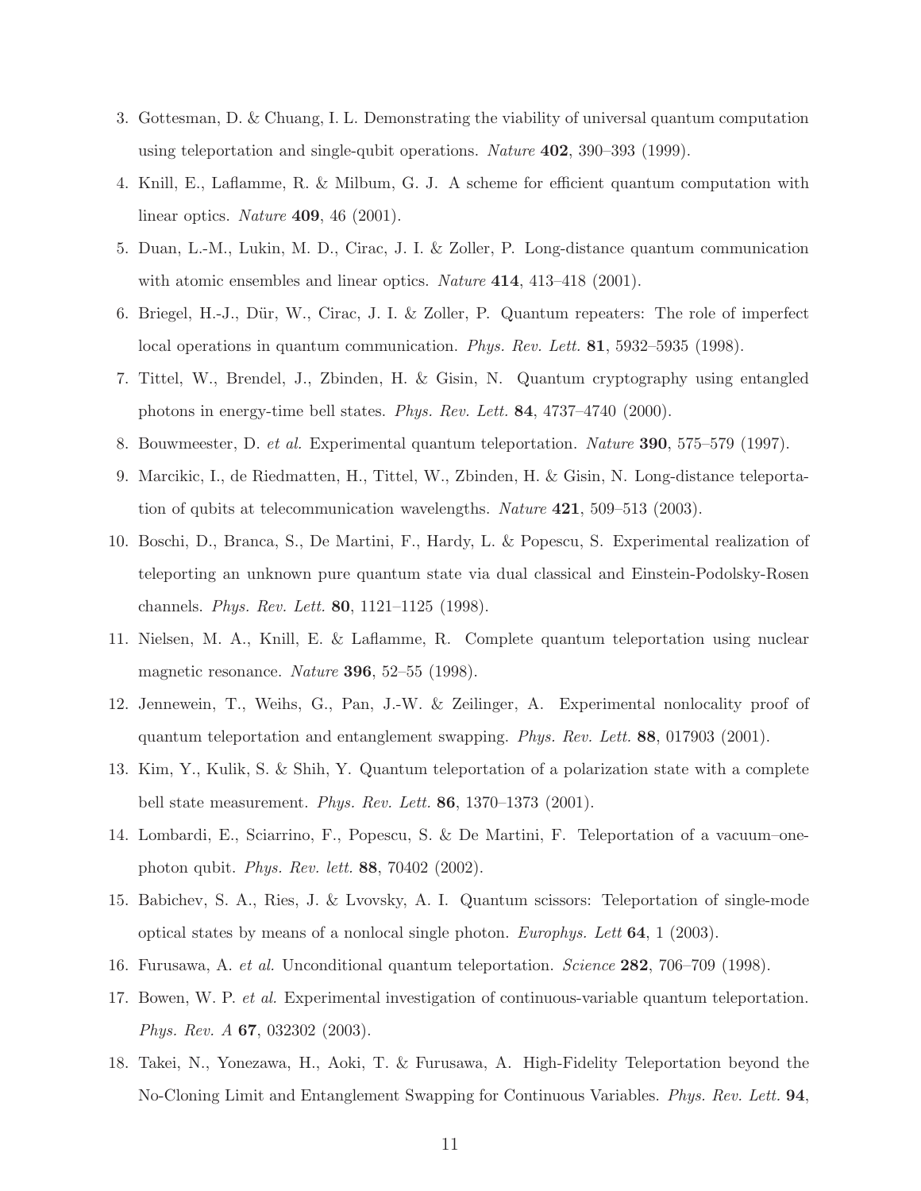3. Gottesman, D. & Chuang, I. L. Demonstrating the viability of universal quantum computation using teleportation and single-qubit operations. *Nature* **402**, 390–393 (1999).
4. Knill, E., Laflamme, R. & Milbum, G. J. A scheme for efficient quantum computation with linear optics. *Nature* **409**, 46 (2001).
5. Duan, L.-M., Lukin, M. D., Cirac, J. I. & Zoller, P. Long-distance quantum communication with atomic ensembles and linear optics. *Nature* **414**, 413–418 (2001).
6. Briegel, H.-J., Dür, W., Cirac, J. I. & Zoller, P. Quantum repeaters: The role of imperfect local operations in quantum communication. *Phys. Rev. Lett.* **81**, 5932–5935 (1998).
7. Tittel, W., Brendel, J., Zbinden, H. & Gisin, N. Quantum cryptography using entangled photons in energy-time bell states. *Phys. Rev. Lett.* **84**, 4737–4740 (2000).
8. Bouwmeester, D. *et al.* Experimental quantum teleportation. *Nature* **390**, 575–579 (1997).
9. Marcikic, I., de Riedmatten, H., Tittel, W., Zbinden, H. & Gisin, N. Long-distance teleportation of qubits at telecommunication wavelengths. *Nature* **421**, 509–513 (2003).
10. Boschi, D., Branca, S., De Martini, F., Hardy, L. & Popescu, S. Experimental realization of teleporting an unknown pure quantum state via dual classical and Einstein-Podolsky-Rosen channels. *Phys. Rev. Lett.* **80**, 1121–1125 (1998).
11. Nielsen, M. A., Knill, E. & Laflamme, R. Complete quantum teleportation using nuclear magnetic resonance. *Nature* **396**, 52–55 (1998).
12. Jennewein, T., Weihs, G., Pan, J.-W. & Zeilinger, A. Experimental nonlocality proof of quantum teleportation and entanglement swapping. *Phys. Rev. Lett.* **88**, 017903 (2001).
13. Kim, Y., Kulik, S. & Shih, Y. Quantum teleportation of a polarization state with a complete bell state measurement. *Phys. Rev. Lett.* **86**, 1370–1373 (2001).
14. Lombardi, E., Sciarrino, F., Popescu, S. & De Martini, F. Teleportation of a vacuum–one-photon qubit. *Phys. Rev. lett.* **88**, 70402 (2002).
15. Babichev, S. A., Ries, J. & Lvovsky, A. I. Quantum scissors: Teleportation of single-mode optical states by means of a nonlocal single photon. *Europhys. Lett* **64**, 1 (2003).
16. Furusawa, A. *et al.* Unconditional quantum teleportation. *Science* **282**, 706–709 (1998).
17. Bowen, W. P. *et al.* Experimental investigation of continuous-variable quantum teleportation. *Phys. Rev. A* **67**, 032302 (2003).
18. Takei, N., Yonezawa, H., Aoki, T. & Furusawa, A. High-Fidelity Teleportation beyond the No-Cloning Limit and Entanglement Swapping for Continuous Variables. *Phys. Rev. Lett.* **94**,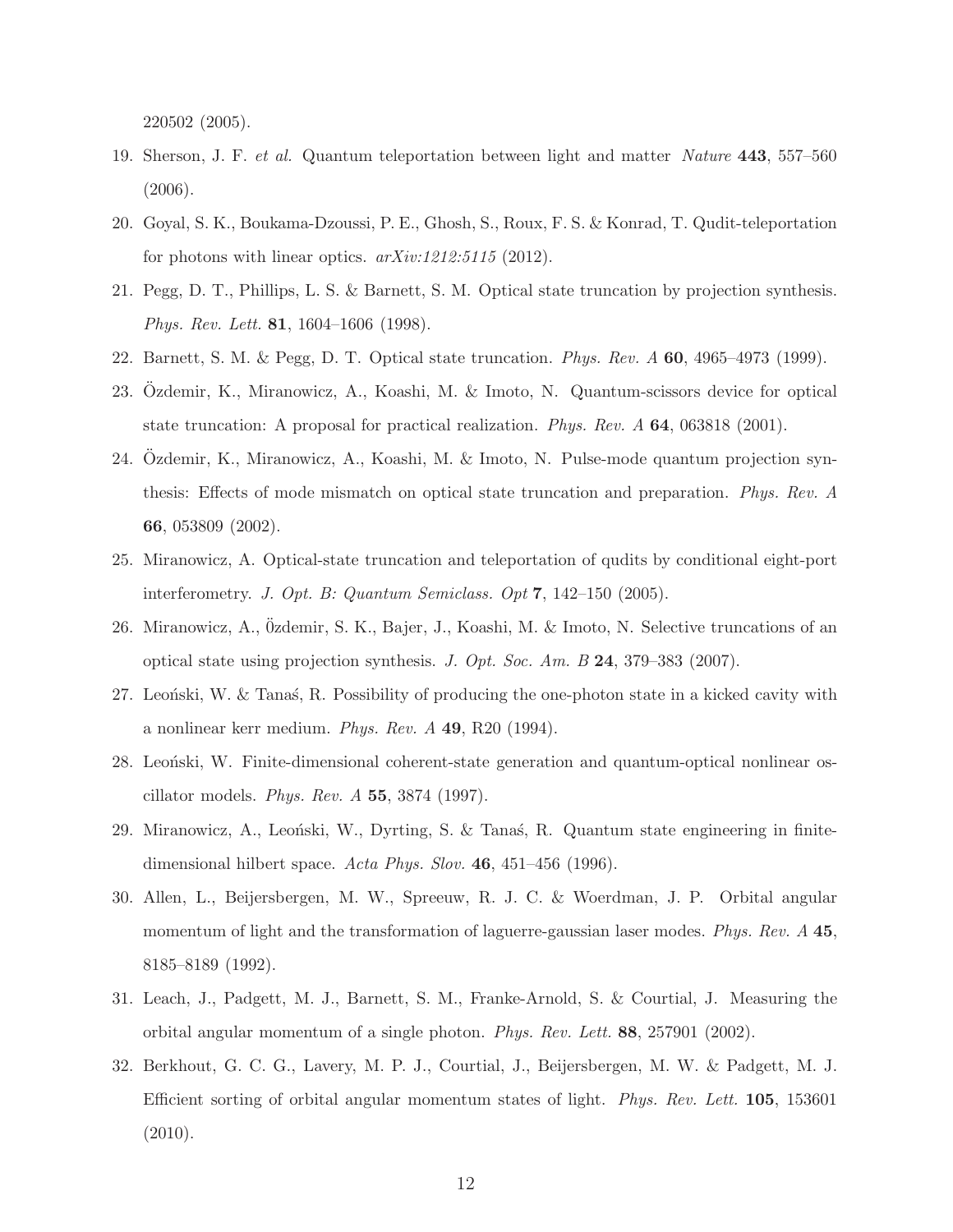220502 (2005).

19. Sherson, J. F. *et al.* Quantum teleportation between light and matter *Nature* **443**, 557–560 (2006).
20. Goyal, S. K., Boukama-Dzoussi, P. E., Ghosh, S., Roux, F. S. & Konrad, T. Qudit-teleportation for photons with linear optics. *arXiv:1212:5115* (2012).
21. Pegg, D. T., Phillips, L. S. & Barnett, S. M. Optical state truncation by projection synthesis. *Phys. Rev. Lett.* **81**, 1604–1606 (1998).
22. Barnett, S. M. & Pegg, D. T. Optical state truncation. *Phys. Rev. A* **60**, 4965–4973 (1999).
23. Özdemir, K., Miranowicz, A., Koashi, M. & Imoto, N. Quantum-scissors device for optical state truncation: A proposal for practical realization. *Phys. Rev. A* **64**, 063818 (2001).
24. Özdemir, K., Miranowicz, A., Koashi, M. & Imoto, N. Pulse-mode quantum projection synthesis: Effects of mode mismatch on optical state truncation and preparation. *Phys. Rev. A* **66**, 053809 (2002).
25. Miranowicz, A. Optical-state truncation and teleportation of qudits by conditional eight-port interferometry. *J. Opt. B: Quantum Semiclass. Opt* **7**, 142–150 (2005).
26. Miranowicz, A., Özdemir, S. K., Bajer, J., Koashi, M. & Imoto, N. Selective truncations of an optical state using projection synthesis. *J. Opt. Soc. Am. B* **24**, 379–383 (2007).
27. Leoński, W. & Tanaś, R. Possibility of producing the one-photon state in a kicked cavity with a nonlinear kerr medium. *Phys. Rev. A* **49**, R20 (1994).
28. Leoński, W. Finite-dimensional coherent-state generation and quantum-optical nonlinear oscillator models. *Phys. Rev. A* **55**, 3874 (1997).
29. Miranowicz, A., Leoński, W., Dyrting, S. & Tanaś, R. Quantum state engineering in finite-dimensional hilbert space. *Acta Phys. Slov.* **46**, 451–456 (1996).
30. Allen, L., Beijersbergen, M. W., Spreeuw, R. J. C. & Woerdman, J. P. Orbital angular momentum of light and the transformation of laguerre-gaussian laser modes. *Phys. Rev. A* **45**, 8185–8189 (1992).
31. Leach, J., Padgett, M. J., Barnett, S. M., Franke-Arnold, S. & Courtial, J. Measuring the orbital angular momentum of a single photon. *Phys. Rev. Lett.* **88**, 257901 (2002).
32. Berkhout, G. C. G., Lavery, M. P. J., Courtial, J., Beijersbergen, M. W. & Padgett, M. J. Efficient sorting of orbital angular momentum states of light. *Phys. Rev. Lett.* **105**, 153601 (2010).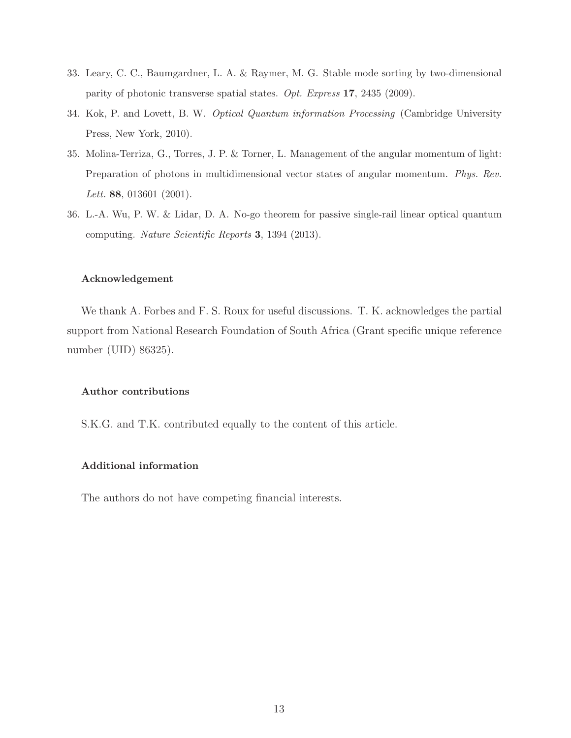33. Leary, C. C., Baumgardner, L. A. & Raymer, M. G. Stable mode sorting by two-dimensional parity of photonic transverse spatial states. *Opt. Express* **17**, 2435 (2009).
34. Kok, P. and Lovett, B. W. *Optical Quantum information Processing* (Cambridge University Press, New York, 2010).
35. Molina-Terriza, G., Torres, J. P. & Torner, L. Management of the angular momentum of light: Preparation of photons in multidimensional vector states of angular momentum. *Phys. Rev. Lett.* **88**, 013601 (2001).
36. L.-A. Wu, P. W. & Lidar, D. A. No-go theorem for passive single-rail linear optical quantum computing. *Nature Scientific Reports* **3**, 1394 (2013).

### Acknowledgement

We thank A. Forbes and F. S. Roux for useful discussions. T. K. acknowledges the partial support from National Research Foundation of South Africa (Grant specific unique reference number (UID) 86325).

### Author contributions

S.K.G. and T.K. contributed equally to the content of this article.

### Additional information

The authors do not have competing financial interests.